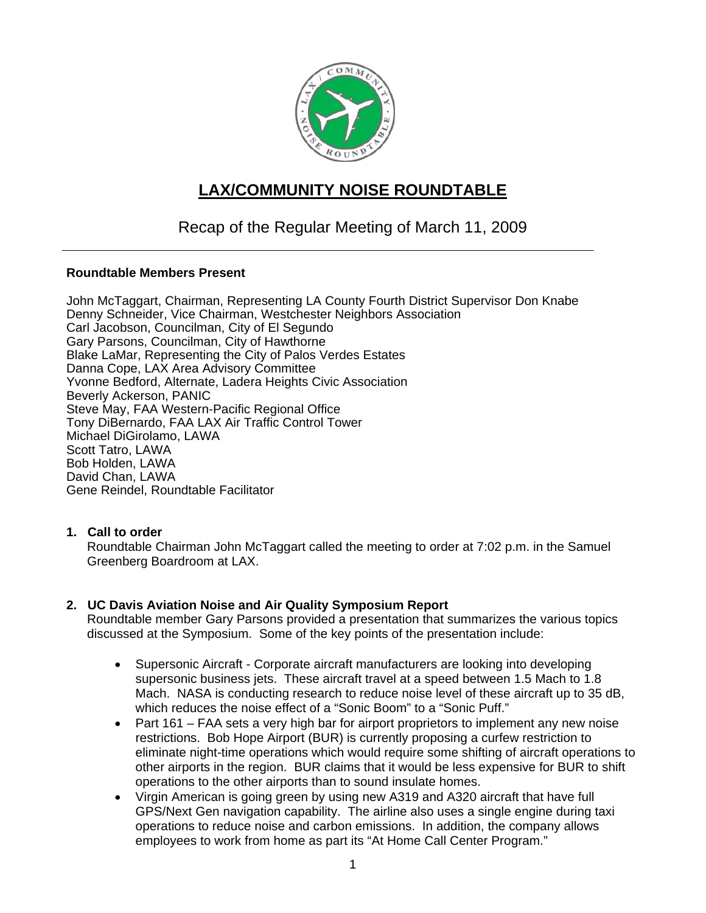# LAX/COMMUNITY NOISE ROUNDTABLE

## Recap of the Regular Meeting of March 11, 2009

---

**Roundtable Members Present**

John McTaggart, Chairman, Representing LA County Fourth District Supervisor Don Knabe
Denny Schneider, Vice Chairman, Westchester Neighbors Association
Carl Jacobson, Councilman, City of El Segundo
Gary Parsons, Councilman, City of Hawthorne
Blake LaMar, Representing the City of Palos Verdes Estates
Danna Cope, LAX Area Advisory Committee
Yvonne Bedford, Alternate, Ladera Heights Civic Association
Beverly Ackerson, PANIC
Steve May, FAA Western-Pacific Regional Office
Tony DiBernardo, FAA LAX Air Traffic Control Tower
Michael DiGirolamo, LAWA
Scott Tatro, LAWA
Bob Holden, LAWA
David Chan, LAWA
Gene Reindel, Roundtable Facilitator

1. **Call to order**
   Roundtable Chairman John McTaggart called the meeting to order at 7:02 p.m. in the Samuel Greenberg Boardroom at LAX.

2. **UC Davis Aviation Noise and Air Quality Symposium Report**
   Roundtable member Gary Parsons provided a presentation that summarizes the various topics discussed at the Symposium. Some of the key points of the presentation include:

   - Supersonic Aircraft - Corporate aircraft manufacturers are looking into developing supersonic business jets. These aircraft travel at a speed between 1.5 Mach to 1.8 Mach. NASA is conducting research to reduce noise level of these aircraft up to 35 dB, which reduces the noise effect of a "Sonic Boom" to a "Sonic Puff."
   - Part 161 – FAA sets a very high bar for airport proprietors to implement any new noise restrictions. Bob Hope Airport (BUR) is currently proposing a curfew restriction to eliminate night-time operations which would require some shifting of aircraft operations to other airports in the region. BUR claims that it would be less expensive for BUR to shift operations to the other airports than to sound insulate homes.
   - Virgin American is going green by using new A319 and A320 aircraft that have full GPS/Next Gen navigation capability. The airline also uses a single engine during taxi operations to reduce noise and carbon emissions. In addition, the company allows employees to work from home as part its "At Home Call Center Program."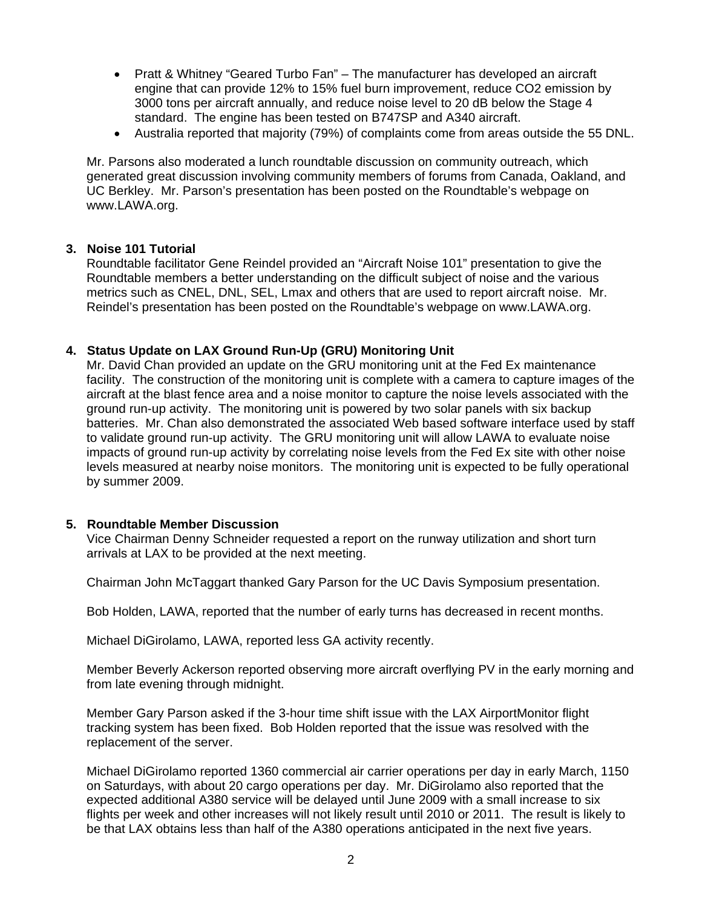- Pratt & Whitney "Geared Turbo Fan" – The manufacturer has developed an aircraft engine that can provide 12% to 15% fuel burn improvement, reduce $CO_2$ emission by 3000 tons per aircraft annually, and reduce noise level to 20 dB below the Stage 4 standard. The engine has been tested on B747SP and A340 aircraft.
- Australia reported that majority (79%) of complaints come from areas outside the 55 DNL.

Mr. Parsons also moderated a lunch roundtable discussion on community outreach, which generated great discussion involving community members of forums from Canada, Oakland, and UC Berkley. Mr. Parson's presentation has been posted on the Roundtable's webpage on www.LAWA.org.

**3. Noise 101 Tutorial**

Roundtable facilitator Gene Reindel provided an "Aircraft Noise 101" presentation to give the Roundtable members a better understanding on the difficult subject of noise and the various metrics such as CNEL, DNL, SEL, Lmax and others that are used to report aircraft noise. Mr. Reindel's presentation has been posted on the Roundtable's webpage on www.LAWA.org.

**4. Status Update on LAX Ground Run-Up (GRU) Monitoring Unit**

Mr. David Chan provided an update on the GRU monitoring unit at the Fed Ex maintenance facility. The construction of the monitoring unit is complete with a camera to capture images of the aircraft at the blast fence area and a noise monitor to capture the noise levels associated with the ground run-up activity. The monitoring unit is powered by two solar panels with six backup batteries. Mr. Chan also demonstrated the associated Web based software interface used by staff to validate ground run-up activity. The GRU monitoring unit will allow LAWA to evaluate noise impacts of ground run-up activity by correlating noise levels from the Fed Ex site with other noise levels measured at nearby noise monitors. The monitoring unit is expected to be fully operational by summer 2009.

**5. Roundtable Member Discussion**

Vice Chairman Denny Schneider requested a report on the runway utilization and short turn arrivals at LAX to be provided at the next meeting.

Chairman John McTaggart thanked Gary Parson for the UC Davis Symposium presentation.

Bob Holden, LAWA, reported that the number of early turns has decreased in recent months.

Michael DiGirolamo, LAWA, reported less GA activity recently.

Member Beverly Ackerson reported observing more aircraft overflying PV in the early morning and from late evening through midnight.

Member Gary Parson asked if the 3-hour time shift issue with the LAX AirportMonitor flight tracking system has been fixed. Bob Holden reported that the issue was resolved with the replacement of the server.

Michael DiGirolamo reported 1360 commercial air carrier operations per day in early March, 1150 on Saturdays, with about 20 cargo operations per day. Mr. DiGirolamo also reported that the expected additional A380 service will be delayed until June 2009 with a small increase to six flights per week and other increases will not likely result until 2010 or 2011. The result is likely to be that LAX obtains less than half of the A380 operations anticipated in the next five years.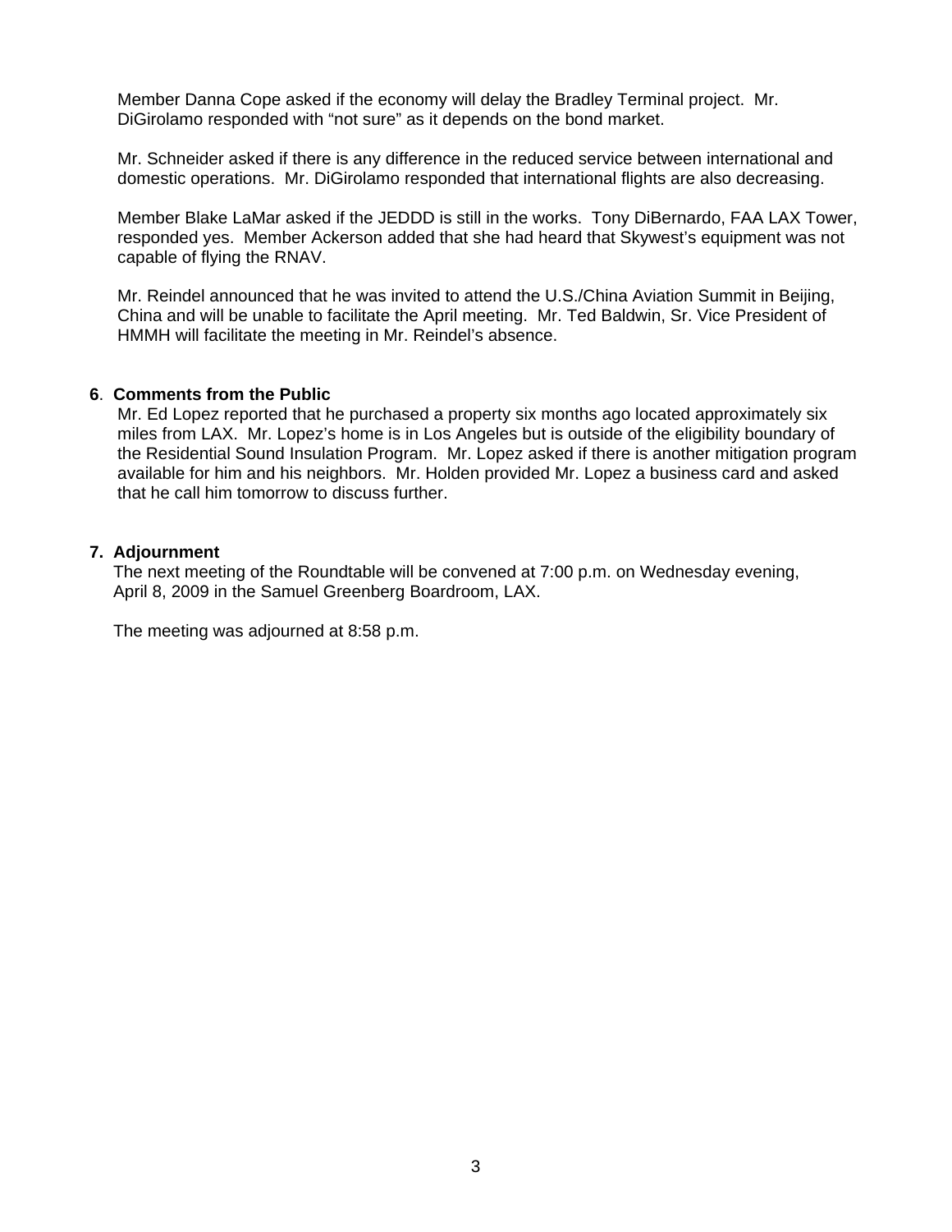Member Danna Cope asked if the economy will delay the Bradley Terminal project. Mr. DiGirolamo responded with "not sure" as it depends on the bond market.

Mr. Schneider asked if there is any difference in the reduced service between international and domestic operations. Mr. DiGirolamo responded that international flights are also decreasing.

Member Blake LaMar asked if the JEDDD is still in the works. Tony DiBernardo, FAA LAX Tower, responded yes. Member Ackerson added that she had heard that Skywest's equipment was not capable of flying the RNAV.

Mr. Reindel announced that he was invited to attend the U.S./China Aviation Summit in Beijing, China and will be unable to facilitate the April meeting. Mr. Ted Baldwin, Sr. Vice President of HMMH will facilitate the meeting in Mr. Reindel's absence.

**6. Comments from the Public**

Mr. Ed Lopez reported that he purchased a property six months ago located approximately six miles from LAX. Mr. Lopez's home is in Los Angeles but is outside of the eligibility boundary of the Residential Sound Insulation Program. Mr. Lopez asked if there is another mitigation program available for him and his neighbors. Mr. Holden provided Mr. Lopez a business card and asked that he call him tomorrow to discuss further.

**7. Adjournment**

The next meeting of the Roundtable will be convened at 7:00 p.m. on Wednesday evening, April 8, 2009 in the Samuel Greenberg Boardroom, LAX.

The meeting was adjourned at 8:58 p.m.